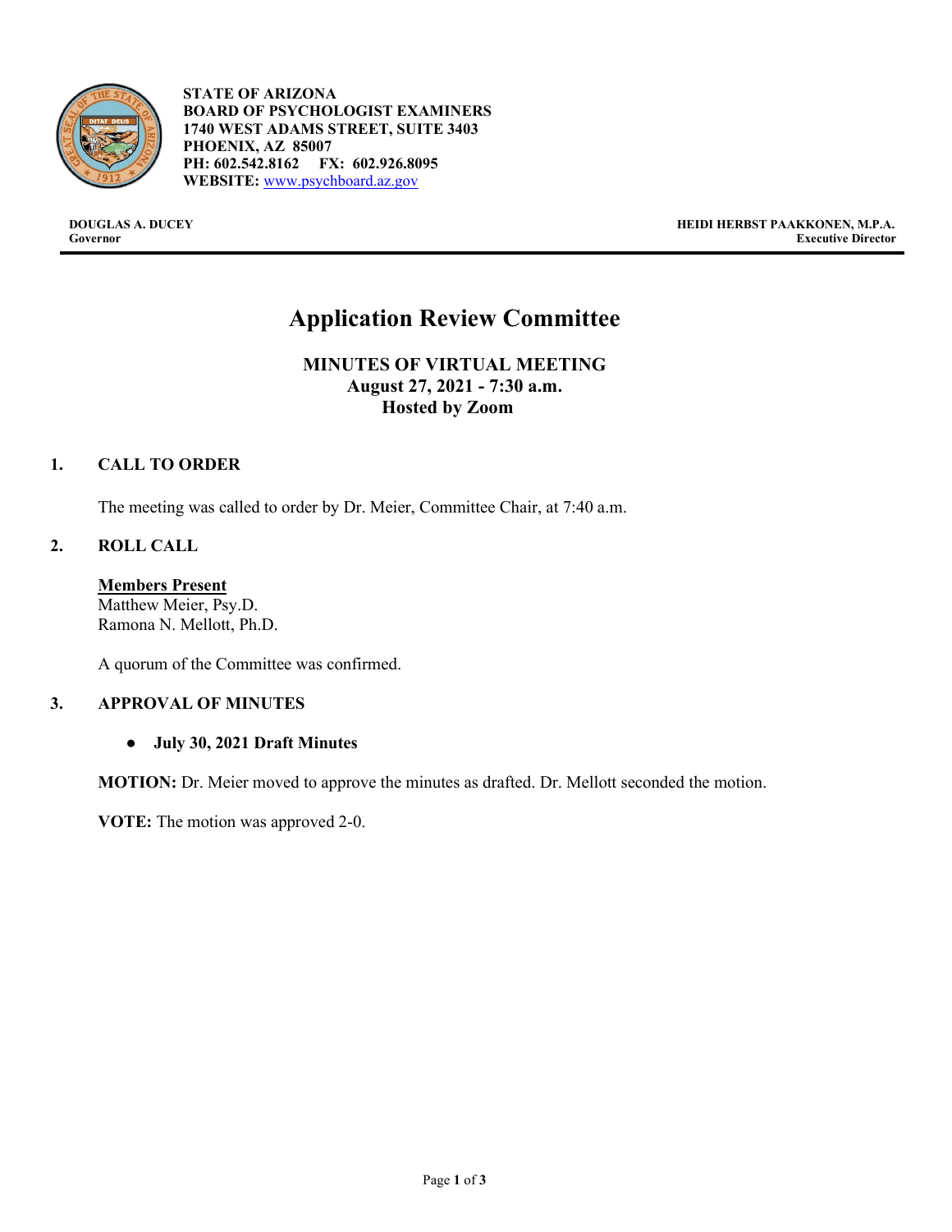**STATE OF ARIZONA**
**BOARD OF PSYCHOLOGIST EXAMINERS**
**1740 WEST ADAMS STREET, SUITE 3403**
**PHOENIX, AZ 85007**
**PH: 602.542.8162 FX: 602.926.8095**
**WEBSITE:** [www.psychboard.az.gov](http://www.psychboard.az.gov)

**DOUGLAS A. DUCEY**
**Governor**

**HEIDI HERBST PAAKKONEN, M.P.A.**
**Executive Director**

# Application Review Committee

## MINUTES OF VIRTUAL MEETING
## August 27, 2021 - 7:30 a.m.
## Hosted by Zoom

### 1. CALL TO ORDER

The meeting was called to order by Dr. Meier, Committee Chair, at 7:40 a.m.

### 2. ROLL CALL

**Members Present**
Matthew Meier, Psy.D.
Ramona N. Mellott, Ph.D.

A quorum of the Committee was confirmed.

### 3. APPROVAL OF MINUTES

- **July 30, 2021 Draft Minutes**

**MOTION:** Dr. Meier moved to approve the minutes as drafted. Dr. Mellott seconded the motion.

**VOTE:** The motion was approved 2-0.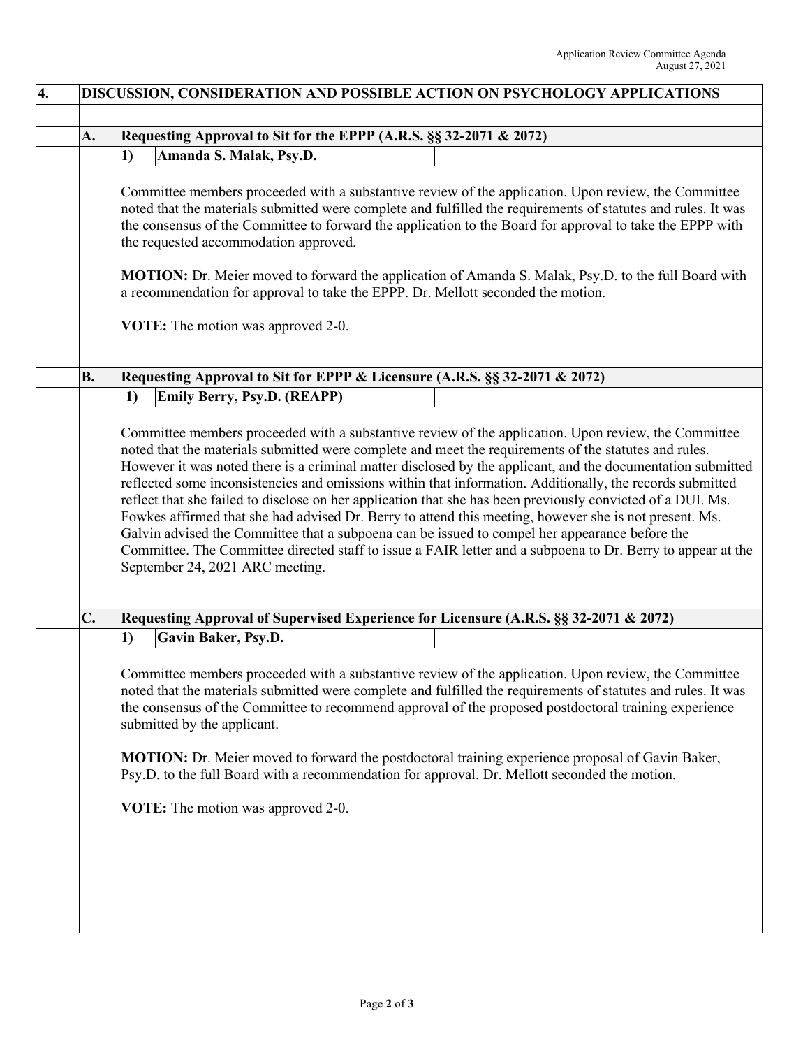## 4. DISCUSSION, CONSIDERATION AND POSSIBLE ACTION ON PSYCHOLOGY APPLICATIONS

### A. Requesting Approval to Sit for the EPPP (A.R.S. §§ 32-2071 & 2072)

**1) Amanda S. Malak, Psy.D.**

Committee members proceeded with a substantive review of the application. Upon review, the Committee noted that the materials submitted were complete and fulfilled the requirements of statutes and rules. It was the consensus of the Committee to forward the application to the Board for approval to take the EPPP with the requested accommodation approved.

**MOTION:** Dr. Meier moved to forward the application of Amanda S. Malak, Psy.D. to the full Board with a recommendation for approval to take the EPPP. Dr. Mellott seconded the motion.

**VOTE:** The motion was approved 2-0.

### B. Requesting Approval to Sit for EPPP & Licensure (A.R.S. §§ 32-2071 & 2072)

**1) Emily Berry, Psy.D. (REAPP)**

Committee members proceeded with a substantive review of the application. Upon review, the Committee noted that the materials submitted were complete and meet the requirements of the statutes and rules. However it was noted there is a criminal matter disclosed by the applicant, and the documentation submitted reflected some inconsistencies and omissions within that information. Additionally, the records submitted reflect that she failed to disclose on her application that she has been previously convicted of a DUI. Ms. Fowkes affirmed that she had advised Dr. Berry to attend this meeting, however she is not present. Ms. Galvin advised the Committee that a subpoena can be issued to compel her appearance before the Committee. The Committee directed staff to issue a FAIR letter and a subpoena to Dr. Berry to appear at the September 24, 2021 ARC meeting.

### C. Requesting Approval of Supervised Experience for Licensure (A.R.S. §§ 32-2071 & 2072)

**1) Gavin Baker, Psy.D.**

Committee members proceeded with a substantive review of the application. Upon review, the Committee noted that the materials submitted were complete and fulfilled the requirements of statutes and rules. It was the consensus of the Committee to recommend approval of the proposed postdoctoral training experience submitted by the applicant.

**MOTION:** Dr. Meier moved to forward the postdoctoral training experience proposal of Gavin Baker, Psy.D. to the full Board with a recommendation for approval. Dr. Mellott seconded the motion.

**VOTE:** The motion was approved 2-0.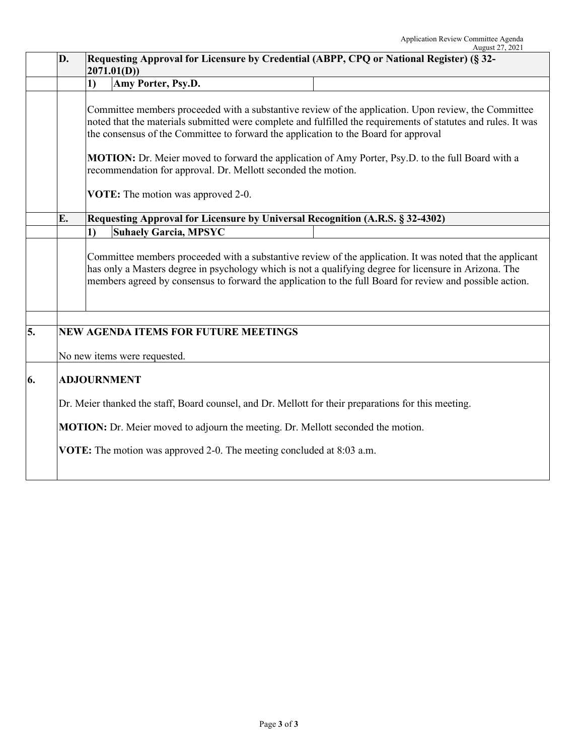| | | | |
|---|---|---|---|
| | **D.** | **Requesting Approval for Licensure by Credential (ABPP, CPQ or National Register) (§ 32-2071.01(D))** | |
| | | **1) Amy Porter, Psy.D.** | |

Committee members proceeded with a substantive review of the application. Upon review, the Committee noted that the materials submitted were complete and fulfilled the requirements of statutes and rules. It was the consensus of the Committee to forward the application to the Board for approval

**MOTION:** Dr. Meier moved to forward the application of Amy Porter, Psy.D. to the full Board with a recommendation for approval. Dr. Mellott seconded the motion.

**VOTE:** The motion was approved 2-0.

| | | | |
|---|---|---|---|
| | **E.** | **Requesting Approval for Licensure by Universal Recognition (A.R.S. § 32-4302)** | |
| | | **1) Suhaely Garcia, MPSYC** | |

Committee members proceeded with a substantive review of the application. It was noted that the applicant has only a Masters degree in psychology which is not a qualifying degree for licensure in Arizona. The members agreed by consensus to forward the application to the full Board for review and possible action.

## 5. NEW AGENDA ITEMS FOR FUTURE MEETINGS

No new items were requested.

## 6. ADJOURNMENT

Dr. Meier thanked the staff, Board counsel, and Dr. Mellott for their preparations for this meeting.

**MOTION:** Dr. Meier moved to adjourn the meeting. Dr. Mellott seconded the motion.

**VOTE:** The motion was approved 2-0. The meeting concluded at 8:03 a.m.